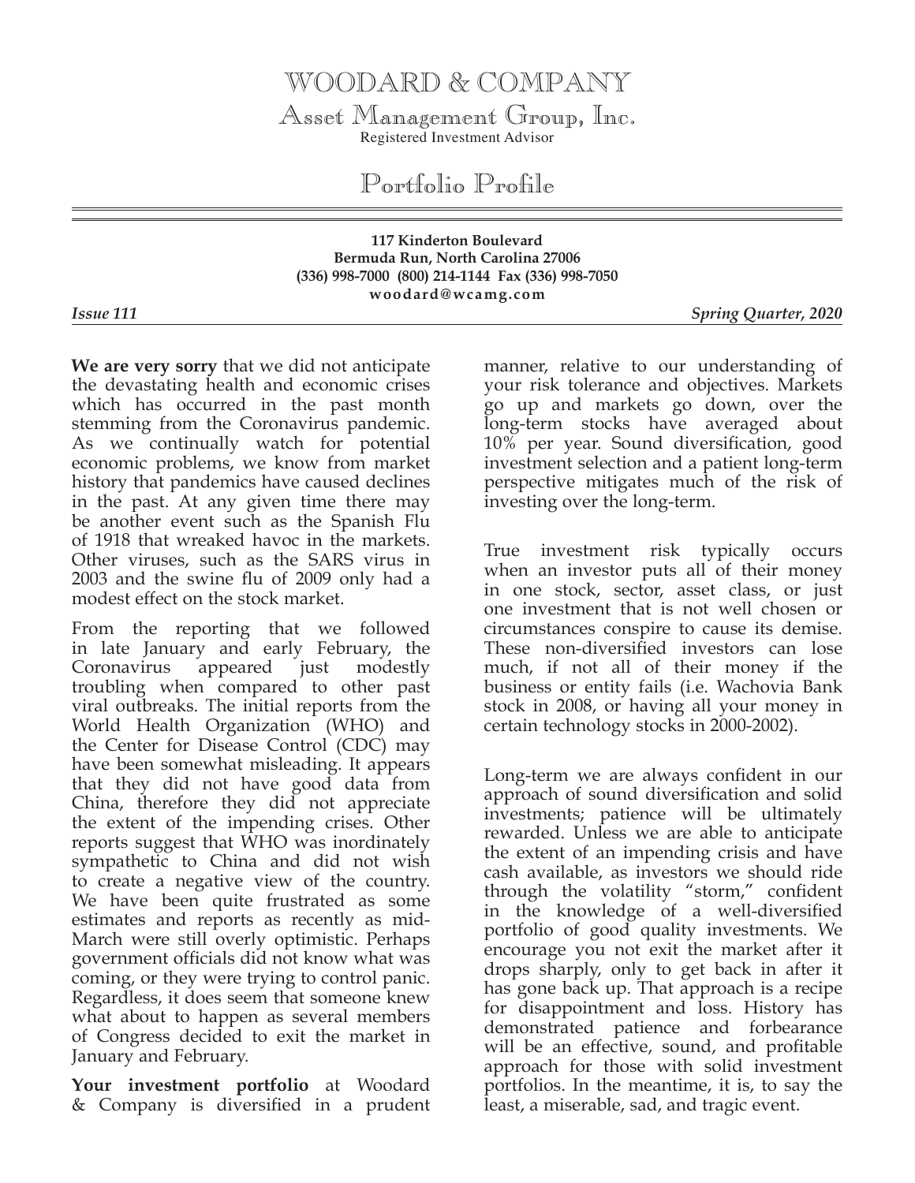# WOODARD & COMPANY

## Asset Management Group, Inc.

Registered Investment Advisor

## Portfolio Profile

**117 Kinderton Boulevard**
**Bermuda Run, North Carolina 27006**
**(336) 998-7000 (800) 214-1144 Fax (336) 998-7050**
**woodard@wcamg.com**

***Issue 111*** — ***Spring Quarter, 2020***

---

**We are very sorry** that we did not anticipate the devastating health and economic crises which has occurred in the past month stemming from the Coronavirus pandemic. As we continually watch for potential economic problems, we know from market history that pandemics have caused declines in the past. At any given time there may be another event such as the Spanish Flu of 1918 that wreaked havoc in the markets. Other viruses, such as the SARS virus in 2003 and the swine flu of 2009 only had a modest effect on the stock market.

From the reporting that we followed in late January and early February, the Coronavirus appeared just modestly troubling when compared to other past viral outbreaks. The initial reports from the World Health Organization (WHO) and the Center for Disease Control (CDC) may have been somewhat misleading. It appears that they did not have good data from China, therefore they did not appreciate the extent of the impending crises. Other reports suggest that WHO was inordinately sympathetic to China and did not wish to create a negative view of the country. We have been quite frustrated as some estimates and reports as recently as mid-March were still overly optimistic. Perhaps government officials did not know what was coming, or they were trying to control panic. Regardless, it does seem that someone knew what about to happen as several members of Congress decided to exit the market in January and February.

**Your investment portfolio** at Woodard & Company is diversified in a prudent manner, relative to our understanding of your risk tolerance and objectives. Markets go up and markets go down, over the long-term stocks have averaged about 10% per year. Sound diversification, good investment selection and a patient long-term perspective mitigates much of the risk of investing over the long-term.

True investment risk typically occurs when an investor puts all of their money in one stock, sector, asset class, or just one investment that is not well chosen or circumstances conspire to cause its demise. These non-diversified investors can lose much, if not all of their money if the business or entity fails (i.e. Wachovia Bank stock in 2008, or having all your money in certain technology stocks in 2000-2002).

Long-term we are always confident in our approach of sound diversification and solid investments; patience will be ultimately rewarded. Unless we are able to anticipate the extent of an impending crisis and have cash available, as investors we should ride through the volatility "storm," confident in the knowledge of a well-diversified portfolio of good quality investments. We encourage you not exit the market after it drops sharply, only to get back in after it has gone back up. That approach is a recipe for disappointment and loss. History has demonstrated patience and forbearance will be an effective, sound, and profitable approach for those with solid investment portfolios. In the meantime, it is, to say the least, a miserable, sad, and tragic event.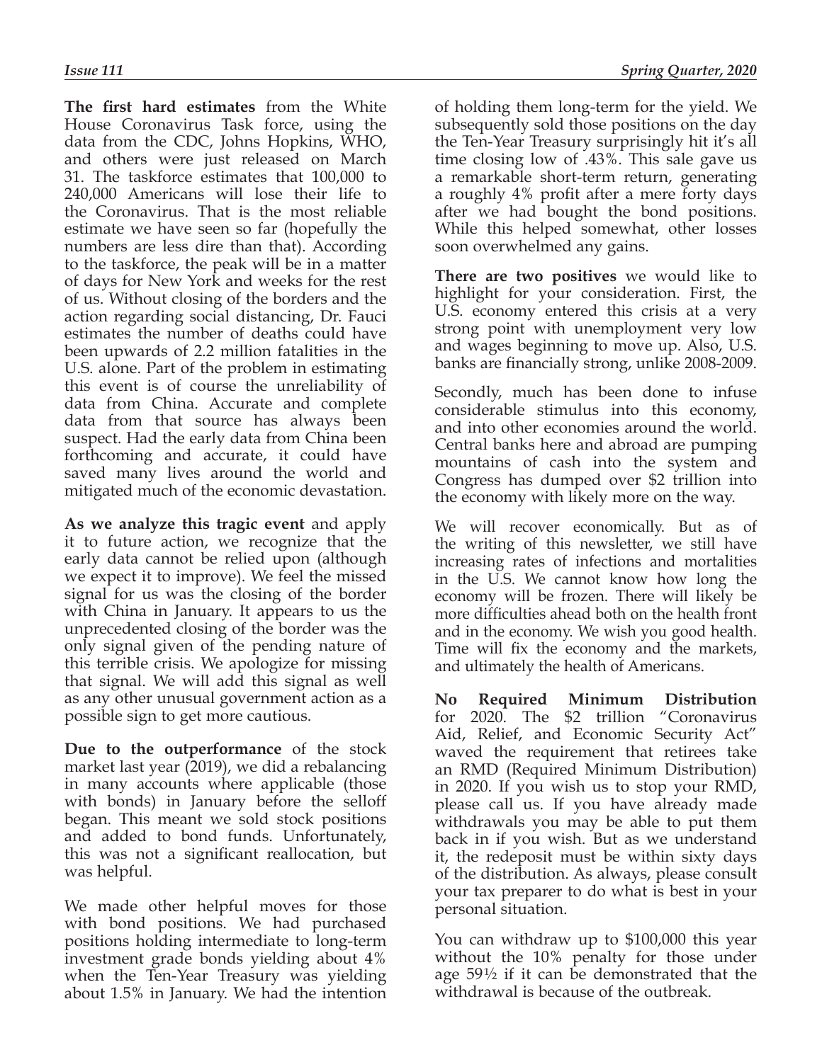**The first hard estimates** from the White House Coronavirus Task force, using the data from the CDC, Johns Hopkins, WHO, and others were just released on March 31. The taskforce estimates that 100,000 to 240,000 Americans will lose their life to the Coronavirus. That is the most reliable estimate we have seen so far (hopefully the numbers are less dire than that). According to the taskforce, the peak will be in a matter of days for New York and weeks for the rest of us. Without closing of the borders and the action regarding social distancing, Dr. Fauci estimates the number of deaths could have been upwards of 2.2 million fatalities in the U.S. alone. Part of the problem in estimating this event is of course the unreliability of data from China. Accurate and complete data from that source has always been suspect. Had the early data from China been forthcoming and accurate, it could have saved many lives around the world and mitigated much of the economic devastation.

**As we analyze this tragic event** and apply it to future action, we recognize that the early data cannot be relied upon (although we expect it to improve). We feel the missed signal for us was the closing of the border with China in January. It appears to us the unprecedented closing of the border was the only signal given of the pending nature of this terrible crisis. We apologize for missing that signal. We will add this signal as well as any other unusual government action as a possible sign to get more cautious.

**Due to the outperformance** of the stock market last year (2019), we did a rebalancing in many accounts where applicable (those with bonds) in January before the selloff began. This meant we sold stock positions and added to bond funds. Unfortunately, this was not a significant reallocation, but was helpful.

We made other helpful moves for those with bond positions. We had purchased positions holding intermediate to long-term investment grade bonds yielding about 4% when the Ten-Year Treasury was yielding about 1.5% in January. We had the intention of holding them long-term for the yield. We subsequently sold those positions on the day the Ten-Year Treasury surprisingly hit it's all time closing low of .43%. This sale gave us a remarkable short-term return, generating a roughly 4% profit after a mere forty days after we had bought the bond positions. While this helped somewhat, other losses soon overwhelmed any gains.

**There are two positives** we would like to highlight for your consideration. First, the U.S. economy entered this crisis at a very strong point with unemployment very low and wages beginning to move up. Also, U.S. banks are financially strong, unlike 2008-2009.

Secondly, much has been done to infuse considerable stimulus into this economy, and into other economies around the world. Central banks here and abroad are pumping mountains of cash into the system and Congress has dumped over $2 trillion into the economy with likely more on the way.

We will recover economically. But as of the writing of this newsletter, we still have increasing rates of infections and mortalities in the U.S. We cannot know how long the economy will be frozen. There will likely be more difficulties ahead both on the health front and in the economy. We wish you good health. Time will fix the economy and the markets, and ultimately the health of Americans.

**No Required Minimum Distribution** for 2020. The $2 trillion "Coronavirus Aid, Relief, and Economic Security Act" waved the requirement that retirees take an RMD (Required Minimum Distribution) in 2020. If you wish us to stop your RMD, please call us. If you have already made withdrawals you may be able to put them back in if you wish. But as we understand it, the redeposit must be within sixty days of the distribution. As always, please consult your tax preparer to do what is best in your personal situation.

You can withdraw up to $100,000 this year without the 10% penalty for those under age 59½ if it can be demonstrated that the withdrawal is because of the outbreak.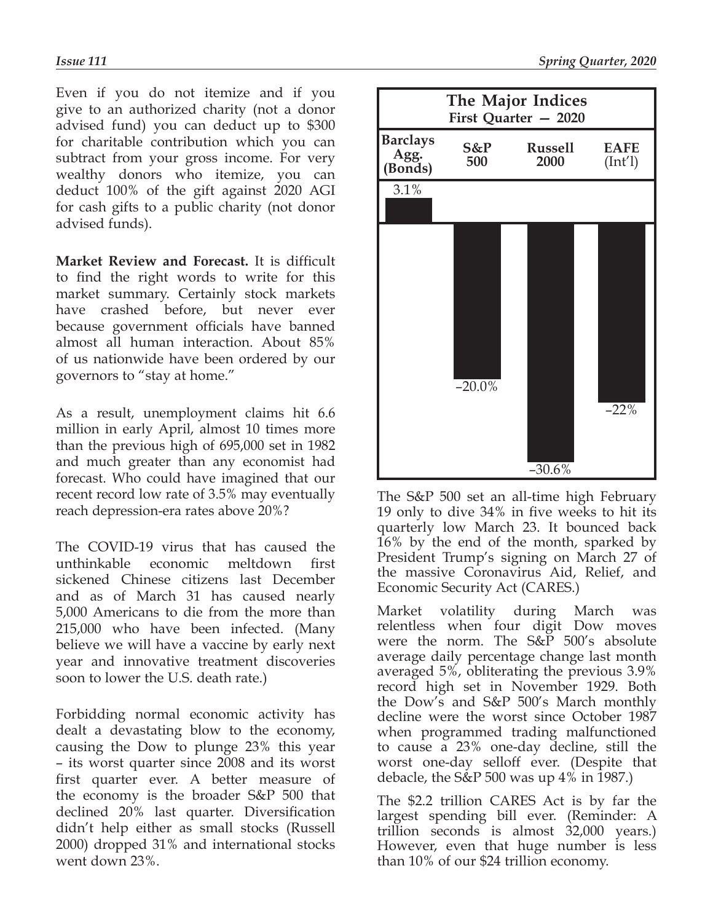Even if you do not itemize and if you give to an authorized charity (not a donor advised fund) you can deduct up to $300 for charitable contribution which you can subtract from your gross income. For very wealthy donors who itemize, you can deduct 100% of the gift against 2020 AGI for cash gifts to a public charity (not donor advised funds).

**Market Review and Forecast.** It is difficult to find the right words to write for this market summary. Certainly stock markets have crashed before, but never ever because government officials have banned almost all human interaction. About 85% of us nationwide have been ordered by our governors to "stay at home."

As a result, unemployment claims hit 6.6 million in early April, almost 10 times more than the previous high of 695,000 set in 1982 and much greater than any economist had forecast. Who could have imagined that our recent record low rate of 3.5% may eventually reach depression-era rates above 20%?

The COVID-19 virus that has caused the unthinkable economic meltdown first sickened Chinese citizens last December and as of March 31 has caused nearly 5,000 Americans to die from the more than 215,000 who have been infected. (Many believe we will have a vaccine by early next year and innovative treatment discoveries soon to lower the U.S. death rate.)

Forbidding normal economic activity has dealt a devastating blow to the economy, causing the Dow to plunge 23% this year – its worst quarter since 2008 and its worst first quarter ever. A better measure of the economy is the broader S&P 500 that declined 20% last quarter. Diversification didn't help either as small stocks (Russell 2000) dropped 31% and international stocks went down 23%.

**The Major Indices**
**First Quarter — 2020**

| Barclays Agg. (Bonds) | S&P 500 | Russell 2000 | EAFE (Int'l) |
|---|---|---|---|
| 3.1% | –20.0% | –30.6% | –22% |

The S&P 500 set an all-time high February 19 only to dive 34% in five weeks to hit its quarterly low March 23. It bounced back 16% by the end of the month, sparked by President Trump's signing on March 27 of the massive Coronavirus Aid, Relief, and Economic Security Act (CARES.)

Market volatility during March was relentless when four digit Dow moves were the norm. The S&P 500's absolute average daily percentage change last month averaged 5%, obliterating the previous 3.9% record high set in November 1929. Both the Dow's and S&P 500's March monthly decline were the worst since October 1987 when programmed trading malfunctioned to cause a 23% one-day decline, still the worst one-day selloff ever. (Despite that debacle, the S&P 500 was up 4% in 1987.)

The $2.2 trillion CARES Act is by far the largest spending bill ever. (Reminder: A trillion seconds is almost 32,000 years.) However, even that huge number is less than 10% of our $24 trillion economy.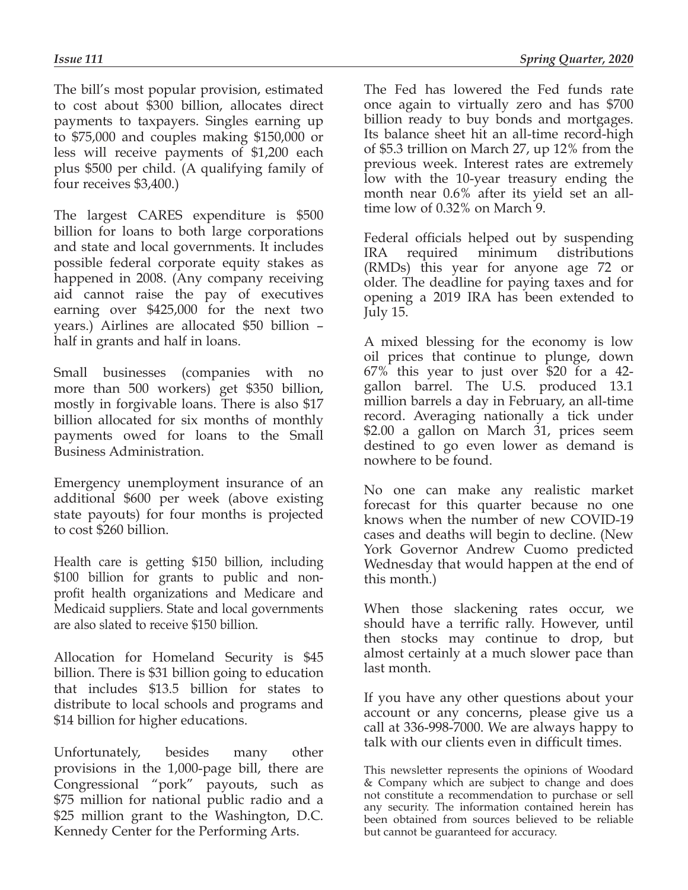The bill's most popular provision, estimated to cost about $300 billion, allocates direct payments to taxpayers. Singles earning up to $75,000 and couples making $150,000 or less will receive payments of $1,200 each plus $500 per child. (A qualifying family of four receives $3,400.)

The largest CARES expenditure is $500 billion for loans to both large corporations and state and local governments. It includes possible federal corporate equity stakes as happened in 2008. (Any company receiving aid cannot raise the pay of executives earning over $425,000 for the next two years.) Airlines are allocated $50 billion – half in grants and half in loans.

Small businesses (companies with no more than 500 workers) get $350 billion, mostly in forgivable loans. There is also $17 billion allocated for six months of monthly payments owed for loans to the Small Business Administration.

Emergency unemployment insurance of an additional $600 per week (above existing state payouts) for four months is projected to cost $260 billion.

Health care is getting $150 billion, including $100 billion for grants to public and non-profit health organizations and Medicare and Medicaid suppliers. State and local governments are also slated to receive $150 billion.

Allocation for Homeland Security is $45 billion. There is $31 billion going to education that includes $13.5 billion for states to distribute to local schools and programs and $14 billion for higher educations.

Unfortunately, besides many other provisions in the 1,000-page bill, there are Congressional "pork" payouts, such as $75 million for national public radio and a $25 million grant to the Washington, D.C. Kennedy Center for the Performing Arts.

The Fed has lowered the Fed funds rate once again to virtually zero and has $700 billion ready to buy bonds and mortgages. Its balance sheet hit an all-time record-high of $5.3 trillion on March 27, up 12% from the previous week. Interest rates are extremely low with the 10-year treasury ending the month near 0.6% after its yield set an all-time low of 0.32% on March 9.

Federal officials helped out by suspending IRA required minimum distributions (RMDs) this year for anyone age 72 or older. The deadline for paying taxes and for opening a 2019 IRA has been extended to July 15.

A mixed blessing for the economy is low oil prices that continue to plunge, down 67% this year to just over $20 for a 42-gallon barrel. The U.S. produced 13.1 million barrels a day in February, an all-time record. Averaging nationally a tick under $2.00 a gallon on March 31, prices seem destined to go even lower as demand is nowhere to be found.

No one can make any realistic market forecast for this quarter because no one knows when the number of new COVID-19 cases and deaths will begin to decline. (New York Governor Andrew Cuomo predicted Wednesday that would happen at the end of this month.)

When those slackening rates occur, we should have a terrific rally. However, until then stocks may continue to drop, but almost certainly at a much slower pace than last month.

If you have any other questions about your account or any concerns, please give us a call at 336-998-7000. We are always happy to talk with our clients even in difficult times.

This newsletter represents the opinions of Woodard & Company which are subject to change and does not constitute a recommendation to purchase or sell any security. The information contained herein has been obtained from sources believed to be reliable but cannot be guaranteed for accuracy.